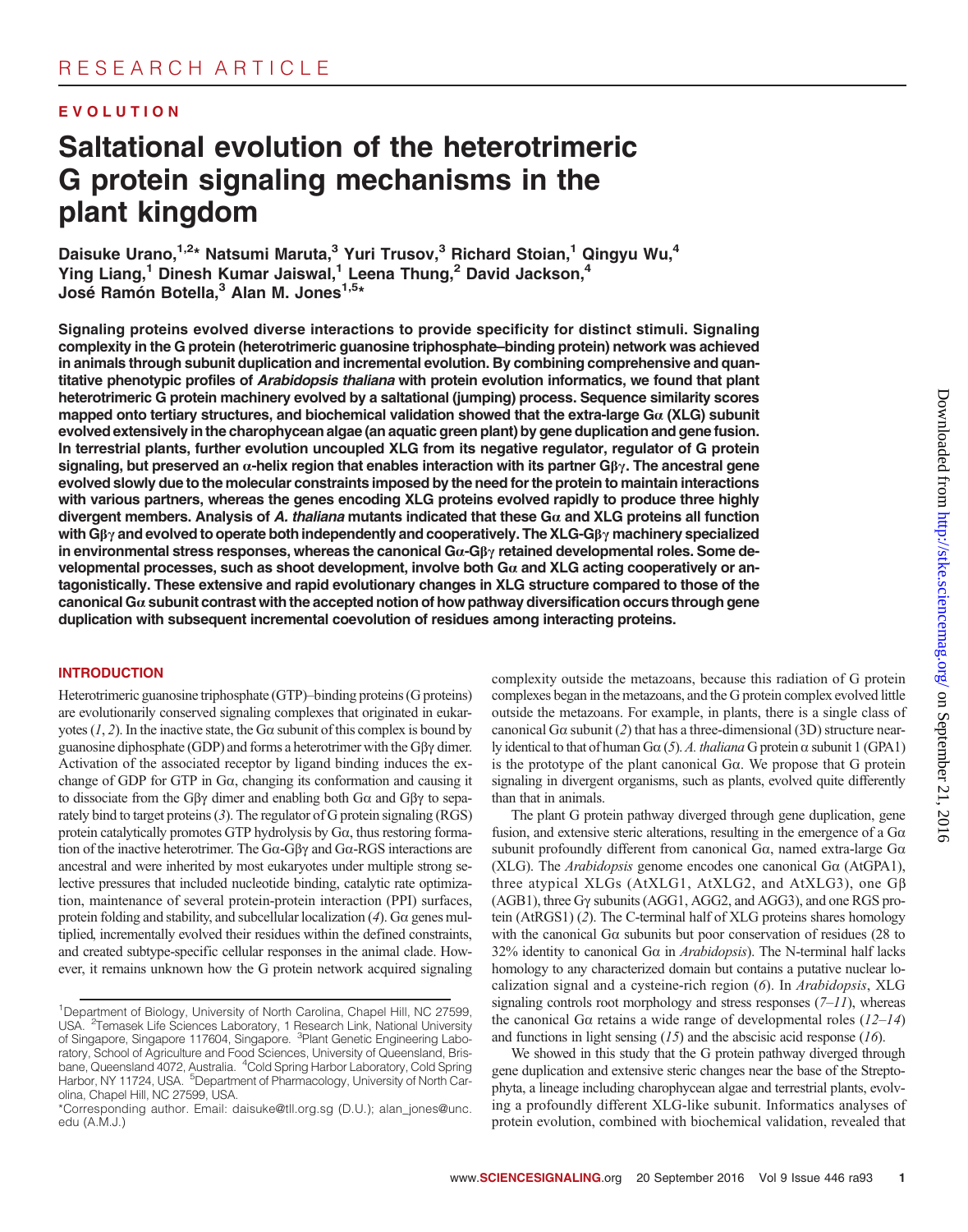RESEARCH ARTICLE

EVOLUTION

# Saltational evolution of the heterotrimeric G protein signaling mechanisms in the plant kingdom

Daisuke Urano,[1,2]* Natsumi Maruta,[3] Yuri Trusov,[3] Richard Stoian,[1] Qingyu Wu,[4] Ying Liang,[1] Dinesh Kumar Jaiswal,[1] Leena Thung,[2] David Jackson,[4] José Ramón Botella,[3] Alan M. Jones[1,5]*

**Signaling proteins evolved diverse interactions to provide specificity for distinct stimuli. Signaling complexity in the G protein (heterotrimeric guanosine triphosphate–binding protein) network was achieved in animals through subunit duplication and incremental evolution. By combining comprehensive and quantitative phenotypic profiles of *Arabidopsis thaliana* with protein evolution informatics, we found that plant heterotrimeric G protein machinery evolved by a saltational (jumping) process. Sequence similarity scores mapped onto tertiary structures, and biochemical validation showed that the extra-large Gα (XLG) subunit evolved extensively in the charophycean algae (an aquatic green plant) by gene duplication and gene fusion. In terrestrial plants, further evolution uncoupled XLG from its negative regulator, regulator of G protein signaling, but preserved an α-helix region that enables interaction with its partner Gβγ. The ancestral gene evolved slowly due to the molecular constraints imposed by the need for the protein to maintain interactions with various partners, whereas the genes encoding XLG proteins evolved rapidly to produce three highly divergent members. Analysis of *A. thaliana* mutants indicated that these Gα and XLG proteins all function with Gβγ and evolved to operate both independently and cooperatively. The XLG-Gβγ machinery specialized in environmental stress responses, whereas the canonical Gα-Gβγ retained developmental roles. Some developmental processes, such as shoot development, involve both Gα and XLG acting cooperatively or antagonistically. These extensive and rapid evolutionary changes in XLG structure compared to those of the canonical Gα subunit contrast with the accepted notion of how pathway diversification occurs through gene duplication with subsequent incremental coevolution of residues among interacting proteins.**

## INTRODUCTION

Heterotrimeric guanosine triphosphate (GTP)–binding proteins (G proteins) are evolutionarily conserved signaling complexes that originated in eukaryotes (*1*, *2*). In the inactive state, the Gα subunit of this complex is bound by guanosine diphosphate (GDP) and forms a heterotrimer with the Gβγ dimer. Activation of the associated receptor by ligand binding induces the exchange of GDP for GTP in Gα, changing its conformation and causing it to dissociate from the Gβγ dimer and enabling both Gα and Gβγ to separately bind to target proteins (*3*). The regulator of G protein signaling (RGS) protein catalytically promotes GTP hydrolysis by Gα, thus restoring formation of the inactive heterotrimer. The Gα-Gβγ and Gα-RGS interactions are ancestral and were inherited by most eukaryotes under multiple strong selective pressures that included nucleotide binding, catalytic rate optimization, maintenance of several protein-protein interaction (PPI) surfaces, protein folding and stability, and subcellular localization (*4*). Gα genes multiplied, incrementally evolved their residues within the defined constraints, and created subtype-specific cellular responses in the animal clade. However, it remains unknown how the G protein network acquired signaling complexity outside the metazoans, because this radiation of G protein complexes began in the metazoans, and the G protein complex evolved little outside the metazoans. For example, in plants, there is a single class of canonical Gα subunit (*2*) that has a three-dimensional (3D) structure nearly identical to that of human Gα (*5*). *A. thaliana* G protein α subunit 1 (GPA1) is the prototype of the plant canonical Gα. We propose that G protein signaling in divergent organisms, such as plants, evolved quite differently than that in animals.

The plant G protein pathway diverged through gene duplication, gene fusion, and extensive steric alterations, resulting in the emergence of a Gα subunit profoundly different from canonical Gα, named extra-large Gα (XLG). The *Arabidopsis* genome encodes one canonical Gα (AtGPA1), three atypical XLGs (AtXLG1, AtXLG2, and AtXLG3), one Gβ (AGB1), three Gγ subunits (AGG1, AGG2, and AGG3), and one RGS protein (AtRGS1) (*2*). The C-terminal half of XLG proteins shares homology with the canonical Gα subunits but poor conservation of residues (28 to 32% identity to canonical Gα in *Arabidopsis*). The N-terminal half lacks homology to any characterized domain but contains a putative nuclear localization signal and a cysteine-rich region (*6*). In *Arabidopsis*, XLG signaling controls root morphology and stress responses (*7*–*11*), whereas the canonical Gα retains a wide range of developmental roles (*12*–*14*) and functions in light sensing (*15*) and the abscisic acid response (*16*).

We showed in this study that the G protein pathway diverged through gene duplication and extensive steric changes near the base of the Streptophyta, a lineage including charophycean algae and terrestrial plants, evolving a profoundly different XLG-like subunit. Informatics analyses of protein evolution, combined with biochemical validation, revealed that

[1]Department of Biology, University of North Carolina, Chapel Hill, NC 27599, USA. [2]Temasek Life Sciences Laboratory, 1 Research Link, National University of Singapore, Singapore 117604, Singapore. [3]Plant Genetic Engineering Laboratory, School of Agriculture and Food Sciences, University of Queensland, Brisbane, Queensland 4072, Australia. [4]Cold Spring Harbor Laboratory, Cold Spring Harbor, NY 11724, USA. [5]Department of Pharmacology, University of North Carolina, Chapel Hill, NC 27599, USA.

*Corresponding author. Email: daisuke@tll.org.sg (D.U.); alan_jones@unc.edu (A.M.J.)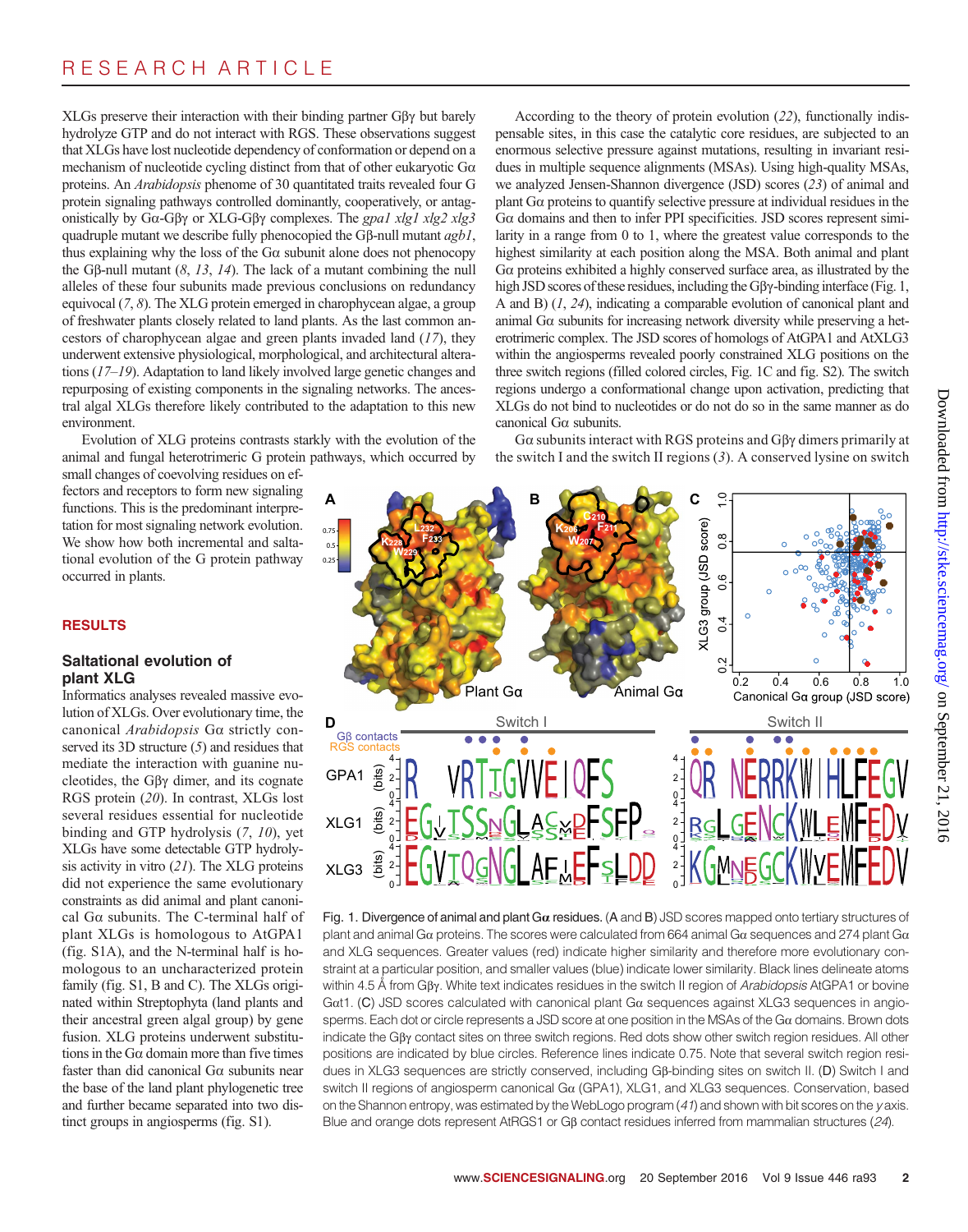XLGs preserve their interaction with their binding partner Gβγ but barely hydrolyze GTP and do not interact with RGS. These observations suggest that XLGs have lost nucleotide dependency of conformation or depend on a mechanism of nucleotide cycling distinct from that of other eukaryotic Gα proteins. An *Arabidopsis* phenome of 30 quantitated traits revealed four G protein signaling pathways controlled dominantly, cooperatively, or antagonistically by Gα-Gβγ or XLG-Gβγ complexes. The *gpa1 xlg1 xlg2 xlg3* quadruple mutant we describe fully phenocopied the Gβ-null mutant *agb1*, thus explaining why the loss of the Gα subunit alone does not phenocopy the Gβ-null mutant (*8*, *13*, *14*). The lack of a mutant combining the null alleles of these four subunits made previous conclusions on redundancy equivocal (*7*, *8*). The XLG protein emerged in charophycean algae, a group of freshwater plants closely related to land plants. As the last common ancestors of charophycean algae and green plants invaded land (*17*), they underwent extensive physiological, morphological, and architectural alterations (*17*–*19*). Adaptation to land likely involved large genetic changes and repurposing of existing components in the signaling networks. The ancestral algal XLGs therefore likely contributed to the adaptation to this new environment.

Evolution of XLG proteins contrasts starkly with the evolution of the animal and fungal heterotrimeric G protein pathways, which occurred by small changes of coevolving residues on effectors and receptors to form new signaling functions. This is the predominant interpretation for most signaling network evolution. We show how both incremental and saltational evolution of the G protein pathway occurred in plants.

## RESULTS

### Saltational evolution of plant XLG

Informatics analyses revealed massive evolution of XLGs. Over evolutionary time, the canonical *Arabidopsis* Gα strictly conserved its 3D structure (*5*) and residues that mediate the interaction with guanine nucleotides, the Gβγ dimer, and its cognate RGS protein (*20*). In contrast, XLGs lost several residues essential for nucleotide binding and GTP hydrolysis (*7*, *10*), yet XLGs have some detectable GTP hydrolysis activity in vitro (*21*). The XLG proteins did not experience the same evolutionary constraints as did animal and plant canonical Gα subunits. The C-terminal half of plant XLGs is homologous to AtGPA1 (fig. S1A), and the N-terminal half is homologous to an uncharacterized protein family (fig. S1, B and C). The XLGs originated within Streptophyta (land plants and their ancestral green algal group) by gene fusion. XLG proteins underwent substitutions in the Gα domain more than five times faster than did canonical Gα subunits near the base of the land plant phylogenetic tree and further became separated into two distinct groups in angiosperms (fig. S1).

According to the theory of protein evolution (*22*), functionally indispensable sites, in this case the catalytic core residues, are subjected to an enormous selective pressure against mutations, resulting in invariant residues in multiple sequence alignments (MSAs). Using high-quality MSAs, we analyzed Jensen-Shannon divergence (JSD) scores (*23*) of animal and plant Gα proteins to quantify selective pressure at individual residues in the Gα domains and then to infer PPI specificities. JSD scores represent similarity in a range from 0 to 1, where the greatest value corresponds to the highest similarity at each position along the MSA. Both animal and plant Gα proteins exhibited a highly conserved surface area, as illustrated by the high JSD scores of these residues, including the Gβγ-binding interface (Fig. 1, A and B) (*1*, *24*), indicating a comparable evolution of canonical plant and animal Gα subunits for increasing network diversity while preserving a heterotrimeric complex. The JSD scores of homologs of AtGPA1 and AtXLG3 within the angiosperms revealed poorly constrained XLG positions on the three switch regions (filled colored circles, Fig. 1C and fig. S2). The switch regions undergo a conformational change upon activation, predicting that XLGs do not bind to nucleotides or do not do so in the same manner as do canonical Gα subunits.

Gα subunits interact with RGS proteins and Gβγ dimers primarily at the switch I and the switch II regions (*3*). A conserved lysine on switch

Fig. 1. Divergence of animal and plant Gα residues. (A and B) JSD scores mapped onto tertiary structures of plant and animal Gα proteins. The scores were calculated from 664 animal Gα sequences and 274 plant Gα and XLG sequences. Greater values (red) indicate higher similarity and therefore more evolutionary constraint at a particular position, and smaller values (blue) indicate lower similarity. Black lines delineate atoms within 4.5 Å from Gβγ. White text indicates residues in the switch II region of *Arabidopsis* AtGPA1 or bovine Gαt1. (C) JSD scores calculated with canonical plant Gα sequences against XLG3 sequences in angiosperms. Each dot or circle represents a JSD score at one position in the MSAs of the Gα domains. Brown dots indicate the Gβγ contact sites on three switch regions. Red dots show other switch region residues. All other positions are indicated by blue circles. Reference lines indicate 0.75. Note that several switch region residues in XLG3 sequences are strictly conserved, including Gβ-binding sites on switch II. (D) Switch I and switch II regions of angiosperm canonical Gα (GPA1), XLG1, and XLG3 sequences. Conservation, based on the Shannon entropy, was estimated by the WebLogo program (*41*) and shown with bit scores on the *y* axis. Blue and orange dots represent AtRGS1 or Gβ contact residues inferred from mammalian structures (*24*).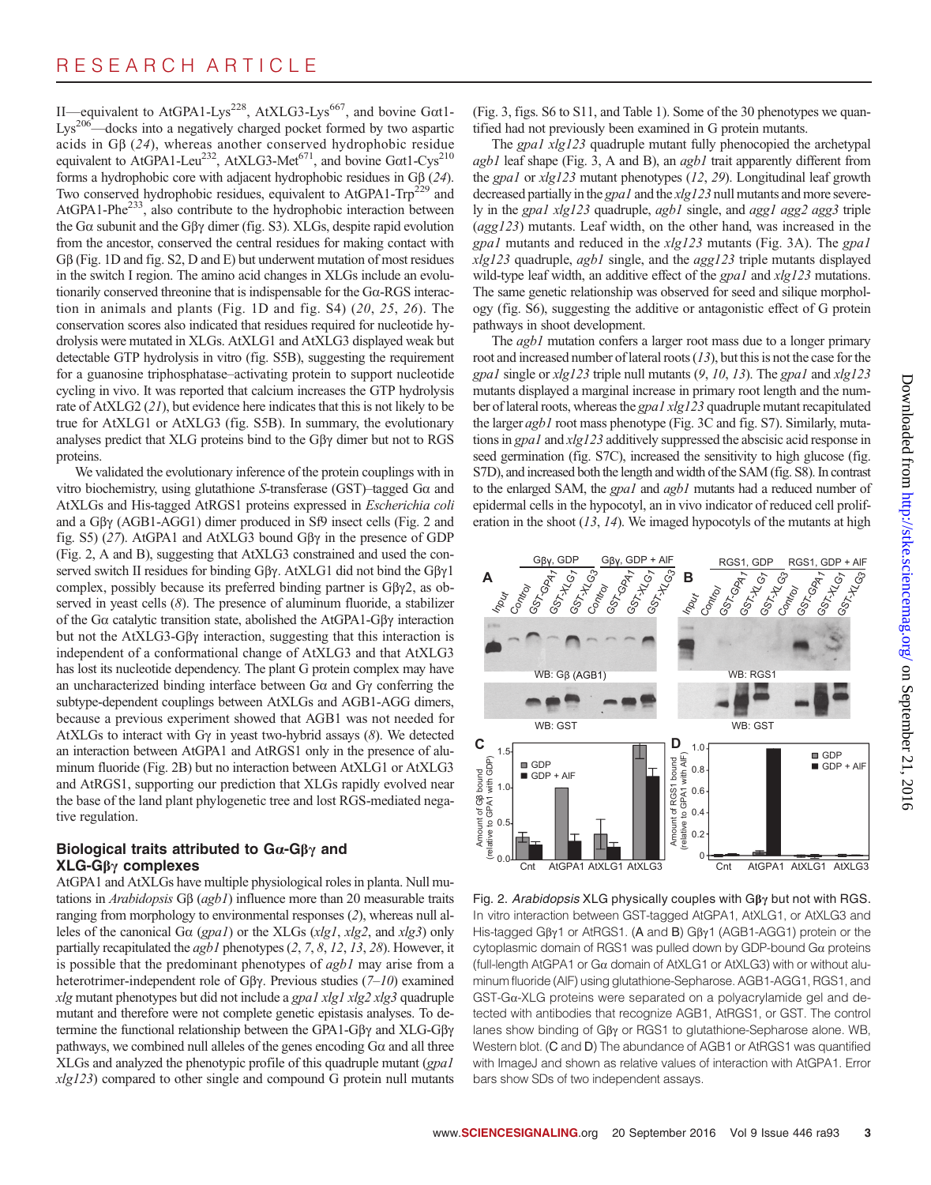II—equivalent to AtGPA1-Lys[228], AtXLG3-Lys[667], and bovine Gαt1-Lys[206]—docks into a negatively charged pocket formed by two aspartic acids in Gβ (*24*), whereas another conserved hydrophobic residue equivalent to AtGPA1-Leu[232], AtXLG3-Met[671], and bovine Gαt1-Cys[210] forms a hydrophobic core with adjacent hydrophobic residues in Gβ (*24*). Two conserved hydrophobic residues, equivalent to AtGPA1-Trp[229] and AtGPA1-Phe[233], also contribute to the hydrophobic interaction between the Gα subunit and the Gβγ dimer (fig. S3). XLGs, despite rapid evolution from the ancestor, conserved the central residues for making contact with Gβ (Fig. 1D and fig. S2, D and E) but underwent mutation of most residues in the switch I region. The amino acid changes in XLGs include an evolutionarily conserved threonine that is indispensable for the Gα-RGS interaction in animals and plants (Fig. 1D and fig. S4) (*20*, *25*, *26*). The conservation scores also indicated that residues required for nucleotide hydrolysis were mutated in XLGs. AtXLG1 and AtXLG3 displayed weak but detectable GTP hydrolysis in vitro (fig. S5B), suggesting the requirement for a guanosine triphosphatase–activating protein to support nucleotide cycling in vivo. It was reported that calcium increases the GTP hydrolysis rate of AtXLG2 (*21*), but evidence here indicates that this is not likely to be true for AtXLG1 or AtXLG3 (fig. S5B). In summary, the evolutionary analyses predict that XLG proteins bind to the Gβγ dimer but not to RGS proteins.

We validated the evolutionary inference of the protein couplings with in vitro biochemistry, using glutathione *S*-transferase (GST)–tagged Gα and AtXLGs and His-tagged AtRGS1 proteins expressed in *Escherichia coli* and a Gβγ (AGB1-AGG1) dimer produced in Sf9 insect cells (Fig. 2 and fig. S5) (*27*). AtGPA1 and AtXLG3 bound Gβγ in the presence of GDP (Fig. 2, A and B), suggesting that AtXLG3 constrained and used the conserved switch II residues for binding Gβγ. AtXLG1 did not bind the Gβγ1 complex, possibly because its preferred binding partner is Gβγ2, as observed in yeast cells (*8*). The presence of aluminum fluoride, a stabilizer of the Gα catalytic transition state, abolished the AtGPA1-Gβγ interaction but not the AtXLG3-Gβγ interaction, suggesting that this interaction is independent of a conformational change of AtXLG3 and that AtXLG3 has lost its nucleotide dependency. The plant G protein complex may have an uncharacterized binding interface between Gα and Gγ conferring the subtype-dependent couplings between AtXLGs and AGB1-AGG dimers, because a previous experiment showed that AGB1 was not needed for AtXLGs to interact with Gγ in yeast two-hybrid assays (*8*). We detected an interaction between AtGPA1 and AtRGS1 only in the presence of aluminum fluoride (Fig. 2B) but no interaction between AtXLG1 or AtXLG3 and AtRGS1, supporting our prediction that XLGs rapidly evolved near the base of the land plant phylogenetic tree and lost RGS-mediated negative regulation.

### Biological traits attributed to Gα-Gβγ and XLG-Gβγ complexes

AtGPA1 and AtXLGs have multiple physiological roles in planta. Null mutations in *Arabidopsis* Gβ (*agb1*) influence more than 20 measurable traits ranging from morphology to environmental responses (*2*), whereas null alleles of the canonical Gα (*gpa1*) or the XLGs (*xlg1*, *xlg2*, and *xlg3*) only partially recapitulated the *agb1* phenotypes (*2*, *7*, *8*, *12*, *13*, *28*). However, it is possible that the predominant phenotypes of *agb1* may arise from a heterotrimer-independent role of Gβγ. Previous studies (*7*–*10*) examined *xlg* mutant phenotypes but did not include a *gpa1 xlg1 xlg2 xlg3* quadruple mutant and therefore were not complete genetic epistasis analyses. To determine the functional relationship between the GPA1-Gβγ and XLG-Gβγ pathways, we combined null alleles of the genes encoding Gα and all three XLGs and analyzed the phenotypic profile of this quadruple mutant (*gpa1 xlg123*) compared to other single and compound G protein null mutants (Fig. 3, figs. S6 to S11, and Table 1). Some of the 30 phenotypes we quantified had not previously been examined in G protein mutants.

The *gpa1 xlg123* quadruple mutant fully phenocopied the archetypal *agb1* leaf shape (Fig. 3, A and B), an *agb1* trait apparently different from the *gpa1* or *xlg123* mutant phenotypes (*12*, *29*). Longitudinal leaf growth decreased partially in the *gpa1* and the *xlg123* null mutants and more severely in the *gpa1 xlg123* quadruple, *agb1* single, and *agg1 agg2 agg3* triple (*agg123*) mutants. Leaf width, on the other hand, was increased in the *gpa1* mutants and reduced in the *xlg123* mutants (Fig. 3A). The *gpa1 xlg123* quadruple, *agb1* single, and the *agg123* triple mutants displayed wild-type leaf width, an additive effect of the *gpa1* and *xlg123* mutations. The same genetic relationship was observed for seed and silique morphology (fig. S6), suggesting the additive or antagonistic effect of G protein pathways in shoot development.

The *agb1* mutation confers a larger root mass due to a longer primary root and increased number of lateral roots (*13*), but this is not the case for the *gpa1* single or *xlg123* triple null mutants (*9*, *10*, *13*). The *gpa1* and *xlg123* mutants displayed a marginal increase in primary root length and the number of lateral roots, whereas the *gpa1 xlg123* quadruple mutant recapitulated the larger *agb1* root mass phenotype (Fig. 3C and fig. S7). Similarly, mutations in *gpa1* and *xlg123* additively suppressed the abscisic acid response in seed germination (fig. S7C), increased the sensitivity to high glucose (fig. S7D), and increased both the length and width of the SAM (fig. S8). In contrast to the enlarged SAM, the *gpa1* and *agb1* mutants had a reduced number of epidermal cells in the hypocotyl, an in vivo indicator of reduced cell proliferation in the shoot (*13*, *14*). We imaged hypocotyls of the mutants at high

Fig. 2. *Arabidopsis* XLG physically couples with Gβγ but not with RGS. In vitro interaction between GST-tagged AtGPA1, AtXLG1, or AtXLG3 and His-tagged Gβγ1 or AtRGS1. (A and B) Gβγ1 (AGB1-AGG1) protein or the cytoplasmic domain of RGS1 was pulled down by GDP-bound Gα proteins (full-length AtGPA1 or Gα domain of AtXLG1 or AtXLG3) with or without aluminum fluoride (AlF) using glutathione-Sepharose. AGB1-AGG1, RGS1, and GST-Gα-XLG proteins were separated on a polyacrylamide gel and detected with antibodies that recognize AGB1, AtRGS1, or GST. The control lanes show binding of Gβγ or RGS1 to glutathione-Sepharose alone. WB, Western blot. (C and D) The abundance of AGB1 or AtRGS1 was quantified with ImageJ and shown as relative values of interaction with AtGPA1. Error bars show SDs of two independent assays.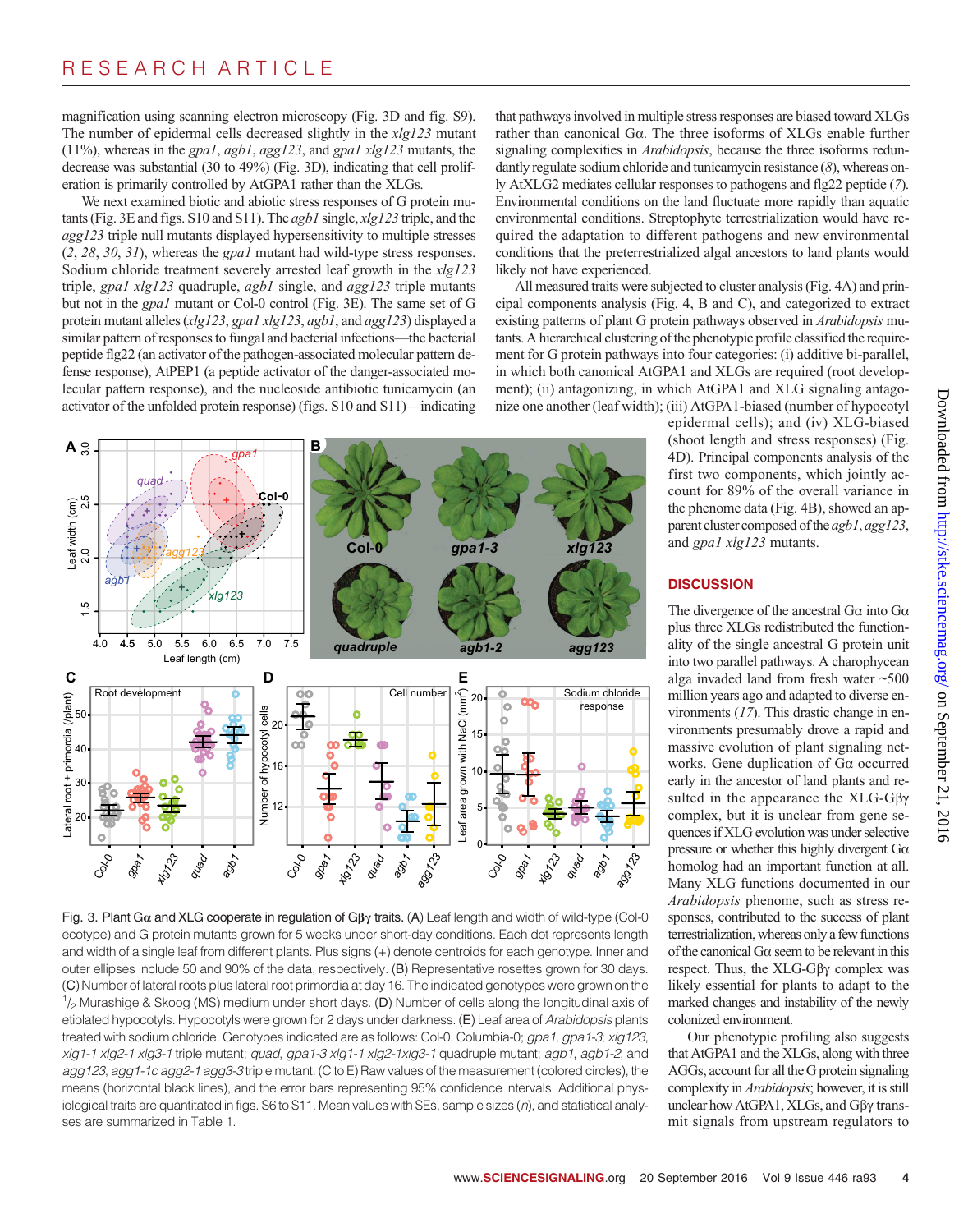magnification using scanning electron microscopy (Fig. 3D and fig. S9). The number of epidermal cells decreased slightly in the *xlg123* mutant (11%), whereas in the *gpa1*, *agb1*, *agg123*, and *gpa1 xlg123* mutants, the decrease was substantial (30 to 49%) (Fig. 3D), indicating that cell proliferation is primarily controlled by AtGPA1 rather than the XLGs.

We next examined biotic and abiotic stress responses of G protein mutants (Fig. 3E and figs. S10 and S11). The *agb1* single, *xlg123* triple, and the *agg123* triple null mutants displayed hypersensitivity to multiple stresses (*2*, *28*, *30*, *31*), whereas the *gpa1* mutant had wild-type stress responses. Sodium chloride treatment severely arrested leaf growth in the *xlg123* triple, *gpa1 xlg123* quadruple, *agb1* single, and *agg123* triple mutants but not in the *gpa1* mutant or Col-0 control (Fig. 3E). The same set of G protein mutant alleles (*xlg123*, *gpa1 xlg123*, *agb1*, and *agg123*) displayed a similar pattern of responses to fungal and bacterial infections—the bacterial peptide flg22 (an activator of the pathogen-associated molecular pattern defense response), AtPEP1 (a peptide activator of the danger-associated molecular pattern response), and the nucleoside antibiotic tunicamycin (an activator of the unfolded protein response) (figs. S10 and S11)—indicating that pathways involved in multiple stress responses are biased toward XLGs rather than canonical Gα. The three isoforms of XLGs enable further signaling complexities in *Arabidopsis*, because the three isoforms redundantly regulate sodium chloride and tunicamycin resistance (*8*), whereas only AtXLG2 mediates cellular responses to pathogens and flg22 peptide (*7*). Environmental conditions on the land fluctuate more rapidly than aquatic environmental conditions. Streptophyte terrestrialization would have required the adaptation to different pathogens and new environmental conditions that the preterrestrialized algal ancestors to land plants would likely not have experienced.

All measured traits were subjected to cluster analysis (Fig. 4A) and principal components analysis (Fig. 4, B and C), and categorized to extract existing patterns of plant G protein pathways observed in *Arabidopsis* mutants. A hierarchical clustering of the phenotypic profile classified the requirement for G protein pathways into four categories: (i) additive bi-parallel, in which both canonical AtGPA1 and XLGs are required (root development); (ii) antagonizing, in which AtGPA1 and XLG signaling antagonize one another (leaf width); (iii) AtGPA1-biased (number of hypocotyl epidermal cells); and (iv) XLG-biased (shoot length and stress responses) (Fig. 4D). Principal components analysis of the first two components, which jointly account for 89% of the overall variance in the phenome data (Fig. 4B), showed an apparent cluster composed of the *agb1*, *agg123*, and *gpa1 xlg123* mutants.

Fig. 3. Plant Gα and XLG cooperate in regulation of Gβγ traits. (A) Leaf length and width of wild-type (Col-0 ecotype) and G protein mutants grown for 5 weeks under short-day conditions. Each dot represents length and width of a single leaf from different plants. Plus signs (+) denote centroids for each genotype. Inner and outer ellipses include 50 and 90% of the data, respectively. (B) Representative rosettes grown for 30 days. (C) Number of lateral roots plus lateral root primordia at day 16. The indicated genotypes were grown on the ½ Murashige & Skoog (MS) medium under short days. (D) Number of cells along the longitudinal axis of etiolated hypocotyls. Hypocotyls were grown for 2 days under darkness. (E) Leaf area of *Arabidopsis* plants treated with sodium chloride. Genotypes indicated are as follows: Col-0, Columbia-0; *gpa1*, *gpa1-3*; *xlg123*, *xlg1-1 xlg2-1 xlg3-1* triple mutant; *quad*, *gpa1-3 xlg1-1 xlg2-1xlg3-1* quadruple mutant; *agb1*, *agb1-2*; and *agg123*, *agg1-1c agg2-1 agg3-3* triple mutant. (C to E) Raw values of the measurement (colored circles), the means (horizontal black lines), and the error bars representing 95% confidence intervals. Additional physiological traits are quantitated in figs. S6 to S11. Mean values with SEs, sample sizes (*n*), and statistical analyses are summarized in Table 1.

## DISCUSSION

The divergence of the ancestral Gα into Gα plus three XLGs redistributed the functionality of the single ancestral G protein unit into two parallel pathways. A charophycean alga invaded land from fresh water ~500 million years ago and adapted to diverse environments (*17*). This drastic change in environments presumably drove a rapid and massive evolution of plant signaling networks. Gene duplication of Gα occurred early in the ancestor of land plants and resulted in the appearance the XLG-Gβγ complex, but it is unclear from gene sequences if XLG evolution was under selective pressure or whether this highly divergent Gα homolog had an important function at all. Many XLG functions documented in our *Arabidopsis* phenome, such as stress responses, contributed to the success of plant terrestrialization, whereas only a few functions of the canonical Gα seem to be relevant in this respect. Thus, the XLG-Gβγ complex was likely essential for plants to adapt to the marked changes and instability of the newly colonized environment.

Our phenotypic profiling also suggests that AtGPA1 and the XLGs, along with three AGGs, account for all the G protein signaling complexity in *Arabidopsis*; however, it is still unclear how AtGPA1, XLGs, and Gβγ transmit signals from upstream regulators to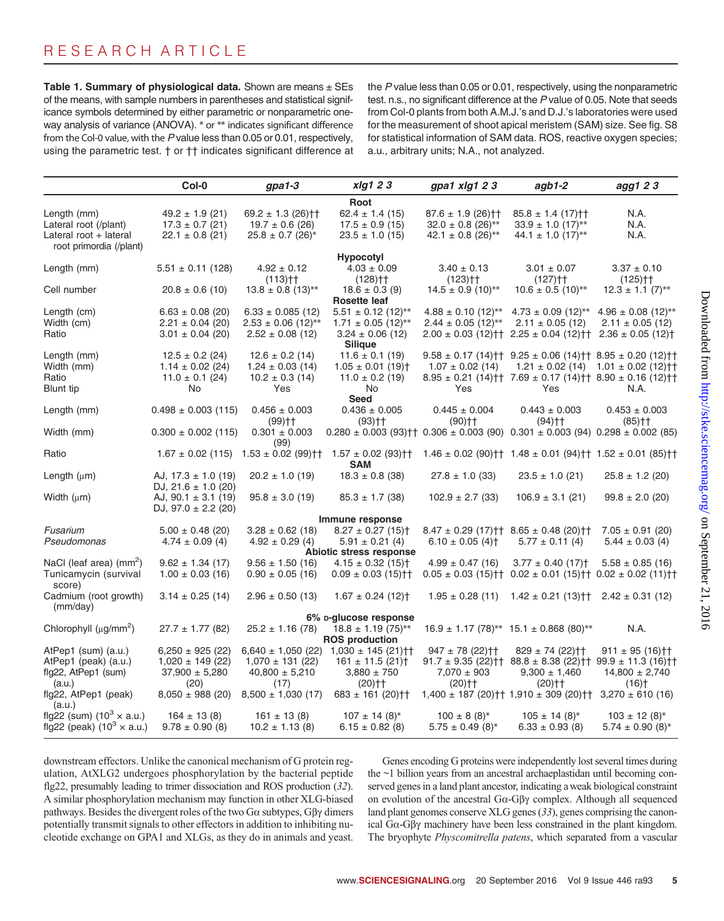**Table 1. Summary of physiological data.** Shown are means ± SEs of the means, with sample numbers in parentheses and statistical significance symbols determined by either parametric or nonparametric one-way analysis of variance (ANOVA). * or ** indicates significant difference from the Col-0 value, with the *P* value less than 0.05 or 0.01, respectively, using the parametric test. † or †† indicates significant difference at the *P* value less than 0.05 or 0.01, respectively, using the nonparametric test. n.s., no significant difference at the *P* value of 0.05. Note that seeds from Col-0 plants from both A.M.J.'s and D.J.'s laboratories were used for the measurement of shoot apical meristem (SAM) size. See fig. S8 for statistical information of SAM data. ROS, reactive oxygen species; a.u., arbitrary units; N.A., not analyzed.

| | Col-0 | *gpa1-3* | *xlg1 2 3* | *gpa1 xlg1 2 3* | *agb1-2* | *agg1 2 3* |
|---|---|---|---|---|---|---|
| **Root** | | | | | | |
| Length (mm) | 49.2 ± 1.9 (21) | 69.2 ± 1.3 (26)†† | 62.4 ± 1.4 (15) | 87.6 ± 1.9 (26)†† | 85.8 ± 1.4 (17)†† | N.A. |
| Lateral root (/plant) | 17.3 ± 0.7 (21) | 19.7 ± 0.6 (26) | 17.5 ± 0.9 (15) | 32.0 ± 0.8 (26)** | 33.9 ± 1.0 (17)** | N.A. |
| Lateral root + lateral root primordia (/plant) | 22.1 ± 0.8 (21) | 25.8 ± 0.7 (26)* | 23.5 ± 1.0 (15) | 42.1 ± 0.8 (26)** | 44.1 ± 1.0 (17)** | N.A. |
| **Hypocotyl** | | | | | | |
| Length (mm) | 5.51 ± 0.11 (128) | 4.92 ± 0.12 (113)†† | 4.03 ± 0.09 (128)†† | 3.40 ± 0.13 (123)†† | 3.01 ± 0.07 (127)†† | 3.37 ± 0.10 (125)†† |
| Cell number | 20.8 ± 0.6 (10) | 13.8 ± 0.8 (13)** | 18.6 ± 0.3 (9) | 14.5 ± 0.9 (10)** | 10.6 ± 0.5 (10)** | 12.3 ± 1.1 (7)** |
| **Rosette leaf** | | | | | | |
| Length (cm) | 6.63 ± 0.08 (20) | 6.33 ± 0.085 (12) | 5.51 ± 0.12 (12)** | 4.88 ± 0.10 (12)** | 4.73 ± 0.09 (12)** | 4.96 ± 0.08 (12)** |
| Width (cm) | 2.21 ± 0.04 (20) | 2.53 ± 0.06 (12)** | 1.71 ± 0.05 (12)** | 2.44 ± 0.05 (12)** | 2.11 ± 0.05 (12) | 2.11 ± 0.05 (12) |
| Ratio | 3.01 ± 0.04 (20) | 2.52 ± 0.08 (12) | 3.24 ± 0.06 (12) | 2.00 ± 0.03 (12)†† | 2.25 ± 0.04 (12)†† | 2.36 ± 0.05 (12)† |
| **Silique** | | | | | | |
| Length (mm) | 12.5 ± 0.2 (24) | 12.6 ± 0.2 (14) | 11.6 ± 0.1 (19) | 9.58 ± 0.17 (14)†† | 9.25 ± 0.06 (14)†† | 8.95 ± 0.20 (12)†† |
| Width (mm) | 1.14 ± 0.02 (24) | 1.24 ± 0.03 (14) | 1.05 ± 0.01 (19)† | 1.07 ± 0.02 (14) | 1.21 ± 0.02 (14) | 1.01 ± 0.02 (12)†† |
| Ratio | 11.0 ± 0.1 (24) | 10.2 ± 0.3 (14) | 11.0 ± 0.2 (19) | 8.95 ± 0.21 (14)†† | 7.69 ± 0.17 (14)†† | 8.90 ± 0.16 (12)†† |
| Blunt tip | No | Yes | No | Yes | Yes | N.A. |
| **Seed** | | | | | | |
| Length (mm) | 0.498 ± 0.003 (115) | 0.456 ± 0.003 (99)†† | 0.436 ± 0.005 (93)†† | 0.445 ± 0.004 (90)†† | 0.443 ± 0.003 (94)†† | 0.453 ± 0.003 (85)†† |
| Width (mm) | 0.300 ± 0.002 (115) | 0.301 ± 0.003 (99) | 0.280 ± 0.003 (93)†† | 0.306 ± 0.003 (90) | 0.301 ± 0.003 (94) | 0.298 ± 0.002 (85) |
| Ratio | 1.67 ± 0.02 (115) | 1.53 ± 0.02 (99)†† | 1.57 ± 0.02 (93)†† | 1.46 ± 0.02 (90)†† | 1.48 ± 0.01 (94)†† | 1.52 ± 0.01 (85)†† |
| **SAM** | | | | | | |
| Length (μm) | AJ, 17.3 ± 1.0 (19) DJ, 21.6 ± 1.0 (20) | 20.2 ± 1.0 (19) | 18.3 ± 0.8 (38) | 27.8 ± 1.0 (33) | 23.5 ± 1.0 (21) | 25.8 ± 1.2 (20) |
| Width (μm) | AJ, 90.1 ± 3.1 (19) DJ, 97.0 ± 2.2 (20) | 95.8 ± 3.0 (19) | 85.3 ± 1.7 (38) | 102.9 ± 2.7 (33) | 106.9 ± 3.1 (21) | 99.8 ± 2.0 (20) |
| **Immune response** | | | | | | |
| *Fusarium* | 5.00 ± 0.48 (20) | 3.28 ± 0.62 (18) | 8.27 ± 0.27 (15)† | 8.47 ± 0.29 (17)†† | 8.65 ± 0.48 (20)†† | 7.05 ± 0.91 (20) |
| *Pseudomonas* | 4.74 ± 0.09 (4) | 4.92 ± 0.29 (4) | 5.91 ± 0.21 (4) | 6.10 ± 0.05 (4)† | 5.77 ± 0.11 (4) | 5.44 ± 0.03 (4) |
| **Abiotic stress response** | | | | | | |
| NaCl (leaf area) ($mm^2$) | 9.62 ± 1.34 (17) | 9.56 ± 1.50 (16) | 4.15 ± 0.32 (15)† | 4.99 ± 0.47 (16) | 3.77 ± 0.40 (17)† | 5.58 ± 0.85 (16) |
| Tunicamycin (survival score) | 1.00 ± 0.03 (16) | 0.90 ± 0.05 (16) | 0.09 ± 0.03 (15)†† | 0.05 ± 0.03 (15)†† | 0.02 ± 0.01 (15)†† | 0.02 ± 0.02 (11)†† |
| Cadmium (root growth) (mm/day) | 3.14 ± 0.25 (14) | 2.96 ± 0.50 (13) | 1.67 ± 0.24 (12)† | 1.95 ± 0.28 (11) | 1.42 ± 0.21 (13)†† | 2.42 ± 0.31 (12) |
| **6% D-glucose response** | | | | | | |
| Chlorophyll (μg/$mm^2$) | 27.7 ± 1.77 (82) | 25.2 ± 1.16 (78) | 18.8 ± 1.19 (75)** | 16.9 ± 1.17 (78)** | 15.1 ± 0.868 (80)** | N.A. |
| **ROS production** | | | | | | |
| AtPep1 (sum) (a.u.) | 6,250 ± 925 (22) | 6,640 ± 1,050 (22) | 1,030 ± 145 (21)†† | 947 ± 78 (22)†† | 829 ± 74 (22)†† | 911 ± 95 (16)†† |
| AtPep1 (peak) (a.u.) | 1,020 ± 149 (22) | 1,070 ± 131 (22) | 161 ± 11.5 (21)† | 91.7 ± 9.35 (22)†† | 88.8 ± 8.38 (22)†† | 99.9 ± 11.3 (16)†† |
| flg22, AtPep1 (sum) (a.u.) | 37,900 ± 5,280 (20) | 40,800 ± 5,210 (17) | 3,880 ± 750 (20)†† | 7,070 ± 903 (20)†† | 9,300 ± 1,460 (20)†† | 14,800 ± 2,740 (16)† |
| flg22, AtPep1 (peak) (a.u.) | 8,050 ± 988 (20) | 8,500 ± 1,030 (17) | 683 ± 161 (20)†† | 1,400 ± 187 (20)†† | 1,910 ± 309 (20)†† | 3,270 ± 610 (16) |
| flg22 (sum) ($10^3$ × a.u.) | 164 ± 13 (8) | 161 ± 13 (8) | 107 ± 14 (8)* | 100 ± 8 (8)* | 105 ± 14 (8)* | 103 ± 12 (8)* |
| flg22 (peak) ($10^3$ × a.u.) | 9.78 ± 0.90 (8) | 10.2 ± 1.13 (8) | 6.15 ± 0.82 (8) | 5.75 ± 0.49 (8)* | 6.33 ± 0.93 (8) | 5.74 ± 0.90 (8)* |

downstream effectors. Unlike the canonical mechanism of G protein regulation, AtXLG2 undergoes phosphorylation by the bacterial peptide flg22, presumably leading to trimer dissociation and ROS production (*32*). A similar phosphorylation mechanism may function in other XLG-biased pathways. Besides the divergent roles of the two Gα subtypes, Gβγ dimers potentially transmit signals to other effectors in addition to inhibiting nucleotide exchange on GPA1 and XLGs, as they do in animals and yeast.

Genes encoding G proteins were independently lost several times during the ~1 billion years from an ancestral archaeplastidan until becoming conserved genes in a land plant ancestor, indicating a weak biological constraint on evolution of the ancestral Gα-Gβγ complex. Although all sequenced land plant genomes conserve XLG genes (*33*), genes comprising the canonical Gα-Gβγ machinery have been less constrained in the plant kingdom. The bryophyte *Physcomitrella patens*, which separated from a vascular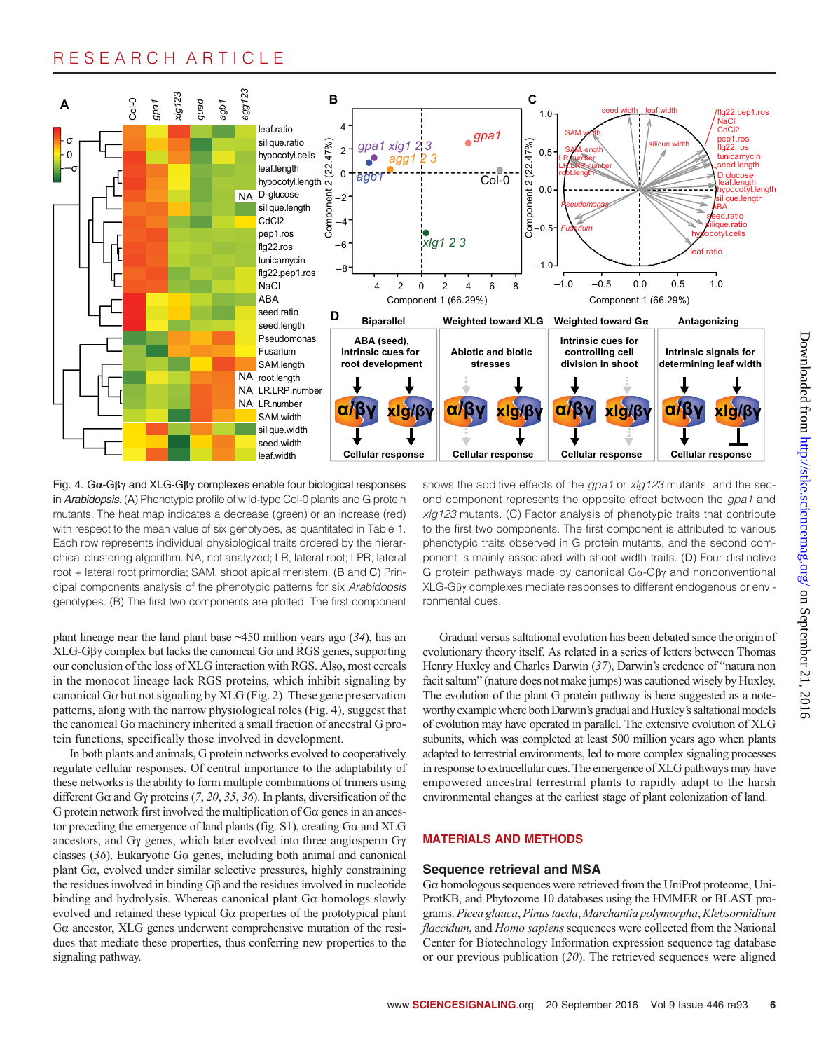Fig. 4. Gα-Gβγ and XLG-Gβγ complexes enable four biological responses in *Arabidopsis*. (A) Phenotypic profile of wild-type Col-0 plants and G protein mutants. The heat map indicates a decrease (green) or an increase (red) with respect to the mean value of six genotypes, as quantitated in Table 1. Each row represents individual physiological traits ordered by the hierarchical clustering algorithm. NA, not analyzed; LR, lateral root; LPR, lateral root + lateral root primordia; SAM, shoot apical meristem. (B and C) Principal components analysis of the phenotypic patterns for six *Arabidopsis* genotypes. (B) The first two components are plotted. The first component shows the additive effects of the *gpa1* or *xlg123* mutants, and the second component represents the opposite effect between the *gpa1* and *xlg123* mutants. (C) Factor analysis of phenotypic traits that contribute to the first two components. The first component is attributed to various phenotypic traits observed in G protein mutants, and the second component is mainly associated with shoot width traits. (D) Four distinctive G protein pathways made by canonical Gα-Gβγ and nonconventional XLG-Gβγ complexes mediate responses to different endogenous or environmental cues.

plant lineage near the land plant base ~450 million years ago (*34*), has an XLG-Gβγ complex but lacks the canonical Gα and RGS genes, supporting our conclusion of the loss of XLG interaction with RGS. Also, most cereals in the monocot lineage lack RGS proteins, which inhibit signaling by canonical Gα but not signaling by XLG (Fig. 2). These gene preservation patterns, along with the narrow physiological roles (Fig. 4), suggest that the canonical Gα machinery inherited a small fraction of ancestral G protein functions, specifically those involved in development.

In both plants and animals, G protein networks evolved to cooperatively regulate cellular responses. Of central importance to the adaptability of these networks is the ability to form multiple combinations of trimers using different Gα and Gγ proteins (*7*, *20*, *35*, *36*). In plants, diversification of the G protein network first involved the multiplication of Gα genes in an ancestor preceding the emergence of land plants (fig. S1), creating Gα and XLG ancestors, and Gγ genes, which later evolved into three angiosperm Gγ classes (*36*). Eukaryotic Gα genes, including both animal and canonical plant Gα, evolved under similar selective pressures, highly constraining the residues involved in binding Gβ and the residues involved in nucleotide binding and hydrolysis. Whereas canonical plant Gα homologs slowly evolved and retained these typical Gα properties of the prototypical plant Gα ancestor, XLG genes underwent comprehensive mutation of the residues that mediate these properties, thus conferring new properties to the signaling pathway.

Gradual versus saltational evolution has been debated since the origin of evolutionary theory itself. As related in a series of letters between Thomas Henry Huxley and Charles Darwin (*37*), Darwin's credence of "natura non facit saltum" (nature does not make jumps) was cautioned wisely by Huxley. The evolution of the plant G protein pathway is here suggested as a noteworthy example where both Darwin's gradual and Huxley's saltational models of evolution may have operated in parallel. The extensive evolution of XLG subunits, which was completed at least 500 million years ago when plants adapted to terrestrial environments, led to more complex signaling processes in response to extracellular cues. The emergence of XLG pathways may have empowered ancestral terrestrial plants to rapidly adapt to the harsh environmental changes at the earliest stage of plant colonization of land.

## MATERIALS AND METHODS

### Sequence retrieval and MSA

Gα homologous sequences were retrieved from the UniProt proteome, UniProtKB, and Phytozome 10 databases using the HMMER or BLAST programs. *Picea glauca*, *Pinus taeda*, *Marchantia polymorpha*, *Klebsormidium flaccidum*, and *Homo sapiens* sequences were collected from the National Center for Biotechnology Information expression sequence tag database or our previous publication (*20*). The retrieved sequences were aligned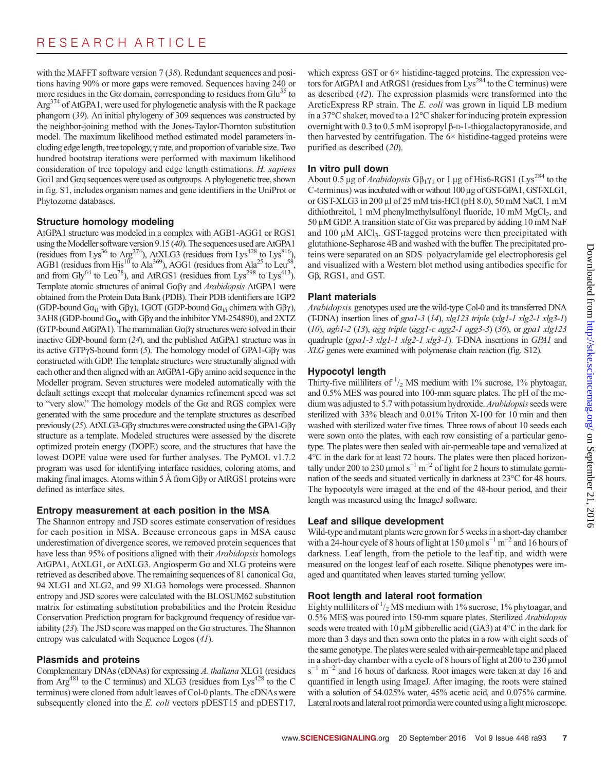with the MAFFT software version 7 (38). Redundant sequences and positions having 90% or more gaps were removed. Sequences having 240 or more residues in the Gα domain, corresponding to residues from $Glu^{35}$ to $Arg^{374}$ of AtGPA1, were used for phylogenetic analysis with the R package phangorn (39). An initial phylogeny of 309 sequences was constructed by the neighbor-joining method with the Jones-Taylor-Thornton substitution model. The maximum likelihood method estimated model parameters including edge length, tree topology, γ rate, and proportion of variable size. Two hundred bootstrap iterations were performed with maximum likelihood consideration of tree topology and edge length estimations. *H. sapiens* Gαi1 and Gαq sequences were used as outgroups. A phylogenetic tree, shown in fig. S1, includes organism names and gene identifiers in the UniProt or Phytozome databases.

### Structure homology modeling

AtGPA1 structure was modeled in a complex with AGB1-AGG1 or RGS1 using the Modeller software version 9.15 (40). The sequences used are AtGPA1 (residues from $Lys^{36}$ to $Arg^{374}$), AtXLG3 (residues from $Lys^{428}$ to $Lys^{816}$), AGB1 (residues from $His^{10}$ to $Ala^{369}$), AGG1 (residues from $Ala^{25}$ to $Leu^{58}$, and from $Gly^{64}$ to $Leu^{78}$), and AtRGS1 (residues from $Lys^{298}$ to $Lys^{413}$). Template atomic structures of animal Gαβγ and *Arabidopsis* AtGPA1 were obtained from the Protein Data Bank (PDB). Their PDB identifiers are 1GP2 (GDP-bound $G\alpha_{i1}$ with Gβγ), 1GOT (GDP-bound $G\alpha_{t/i}$ chimera with Gβγ), 3AH8 (GDP-bound $G\alpha_q$ with Gβγ and the inhibitor YM-254890), and 2XTZ (GTP-bound AtGPA1). The mammalian Gαβγ structures were solved in their inactive GDP-bound form (24), and the published AtGPA1 structure was in its active GTPγS-bound form (5). The homology model of GPA1-Gβγ was constructed with GDP. The template structures were structurally aligned with each other and then aligned with an AtGPA1-Gβγ amino acid sequence in the Modeller program. Seven structures were modeled automatically with the default settings except that molecular dynamics refinement speed was set to "very slow." The homology models of the Gα and RGS complex were generated with the same procedure and the template structures as described previously (25). AtXLG3-Gβγ structures were constructed using the GPA1-Gβγ structure as a template. Modeled structures were assessed by the discrete optimized protein energy (DOPE) score, and the structures that have the lowest DOPE value were used for further analyses. The PyMOL v1.7.2 program was used for identifying interface residues, coloring atoms, and making final images. Atoms within 5 Å from Gβγ or AtRGS1 proteins were defined as interface sites.

### Entropy measurement at each position in the MSA

The Shannon entropy and JSD scores estimate conservation of residues for each position in MSA. Because erroneous gaps in MSA cause underestimation of divergence scores, we removed protein sequences that have less than 95% of positions aligned with their *Arabidopsis* homologs AtGPA1, AtXLG1, or AtXLG3. Angiosperm Gα and XLG proteins were retrieved as described above. The remaining sequences of 81 canonical Gα, 94 XLG1 and XLG2, and 99 XLG3 homologs were processed. Shannon entropy and JSD scores were calculated with the BLOSUM62 substitution matrix for estimating substitution probabilities and the Protein Residue Conservation Prediction program for background frequency of residue variability (23). The JSD score was mapped on the Gα structures. The Shannon entropy was calculated with Sequence Logos (41).

### Plasmids and proteins

Complementary DNAs (cDNAs) for expressing *A. thaliana* XLG1 (residues from $Arg^{481}$ to the C terminus) and XLG3 (residues from $Lys^{428}$ to the C terminus) were cloned from adult leaves of Col-0 plants. The cDNAs were subsequently cloned into the *E. coli* vectors pDEST15 and pDEST17, which express GST or 6× histidine-tagged proteins. The expression vectors for AtGPA1 and AtRGS1 (residues from $Lys^{284}$ to the C terminus) were as described (42). The expression plasmids were transformed into the ArcticExpress RP strain. The *E. coli* was grown in liquid LB medium in a 37°C shaker, moved to a 12°C shaker for inducing protein expression overnight with 0.3 to 0.5 mM isopropyl β-D-1-thiogalactopyranoside, and then harvested by centrifugation. The 6× histidine-tagged proteins were purified as described (20).

### In vitro pull down

About 0.5 μg of *Arabidopsis* $G\beta_1\gamma_1$ or 1 μg of His6-RGS1 ($Lys^{284}$ to the C-terminus) was incubated with or without 100 μg of GST-GPA1, GST-XLG1, or GST-XLG3 in 200 μl of 25 mM tris-HCl (pH 8.0), 50 mM NaCl, 1 mM dithiothreitol, 1 mM phenylmethylsulfonyl fluoride, 10 mM $MgCl_2$, and 50 μM GDP. A transition state of Gα was prepared by adding 10 mM NaF and 100 μM $AlCl_3$. GST-tagged proteins were then precipitated with glutathione-Sepharose 4B and washed with the buffer. The precipitated proteins were separated on an SDS–polyacrylamide gel electrophoresis gel and visualized with a Western blot method using antibodies specific for Gβ, RGS1, and GST.

### Plant materials

*Arabidopsis* genotypes used are the wild-type Col-0 and its transferred DNA (T-DNA) insertion lines of *gpa1-3* (14), *xlg123 triple* (*xlg1-1 xlg2-1 xlg3-1*) (10), *agb1-2* (13), *agg triple* (*agg1-c agg2-1 agg3-3*) (36), or *gpa1 xlg123* quadruple (*gpa1-3 xlg1-1 xlg2-1 xlg3-1*). T-DNA insertions in *GPA1* and *XLG* genes were examined with polymerase chain reaction (fig. S12).

### Hypocotyl length

Thirty-five milliliters of $^1/_2$ MS medium with 1% sucrose, 1% phytoagar, and 0.5% MES was poured into 100-mm square plates. The pH of the medium was adjusted to 5.7 with potassium hydroxide. *Arabidopsis* seeds were sterilized with 33% bleach and 0.01% Triton X-100 for 10 min and then washed with sterilized water five times. Three rows of about 10 seeds each were sown onto the plates, with each row consisting of a particular genotype. The plates were then sealed with air-permeable tape and vernalized at 4°C in the dark for at least 72 hours. The plates were then placed horizontally under 200 to 230 μmol $s^{-1}$ $m^{-2}$ of light for 2 hours to stimulate germination of the seeds and situated vertically in darkness at 23°C for 48 hours. The hypocotyls were imaged at the end of the 48-hour period, and their length was measured using the ImageJ software.

### Leaf and silique development

Wild-type and mutant plants were grown for 5 weeks in a short-day chamber with a 24-hour cycle of 8 hours of light at 150 μmol $s^{-1}$ $m^{-2}$ and 16 hours of darkness. Leaf length, from the petiole to the leaf tip, and width were measured on the longest leaf of each rosette. Silique phenotypes were imaged and quantitated when leaves started turning yellow.

### Root length and lateral root formation

Eighty milliliters of $^1/_2$ MS medium with 1% sucrose, 1% phytoagar, and 0.5% MES was poured into 150-mm square plates. Sterilized *Arabidopsis* seeds were treated with 10 μM gibberellic acid (GA3) at 4°C in the dark for more than 3 days and then sown onto the plates in a row with eight seeds of the same genotype. The plates were sealed with air-permeable tape and placed in a short-day chamber with a cycle of 8 hours of light at 200 to 230 μmol $s^{-1}$ $m^{-2}$ and 16 hours of darkness. Root images were taken at day 16 and quantified in length using ImageJ. After imaging, the roots were stained with a solution of 54.025% water, 45% acetic acid, and 0.075% carmine. Lateral roots and lateral root primordia were counted using a light microscope.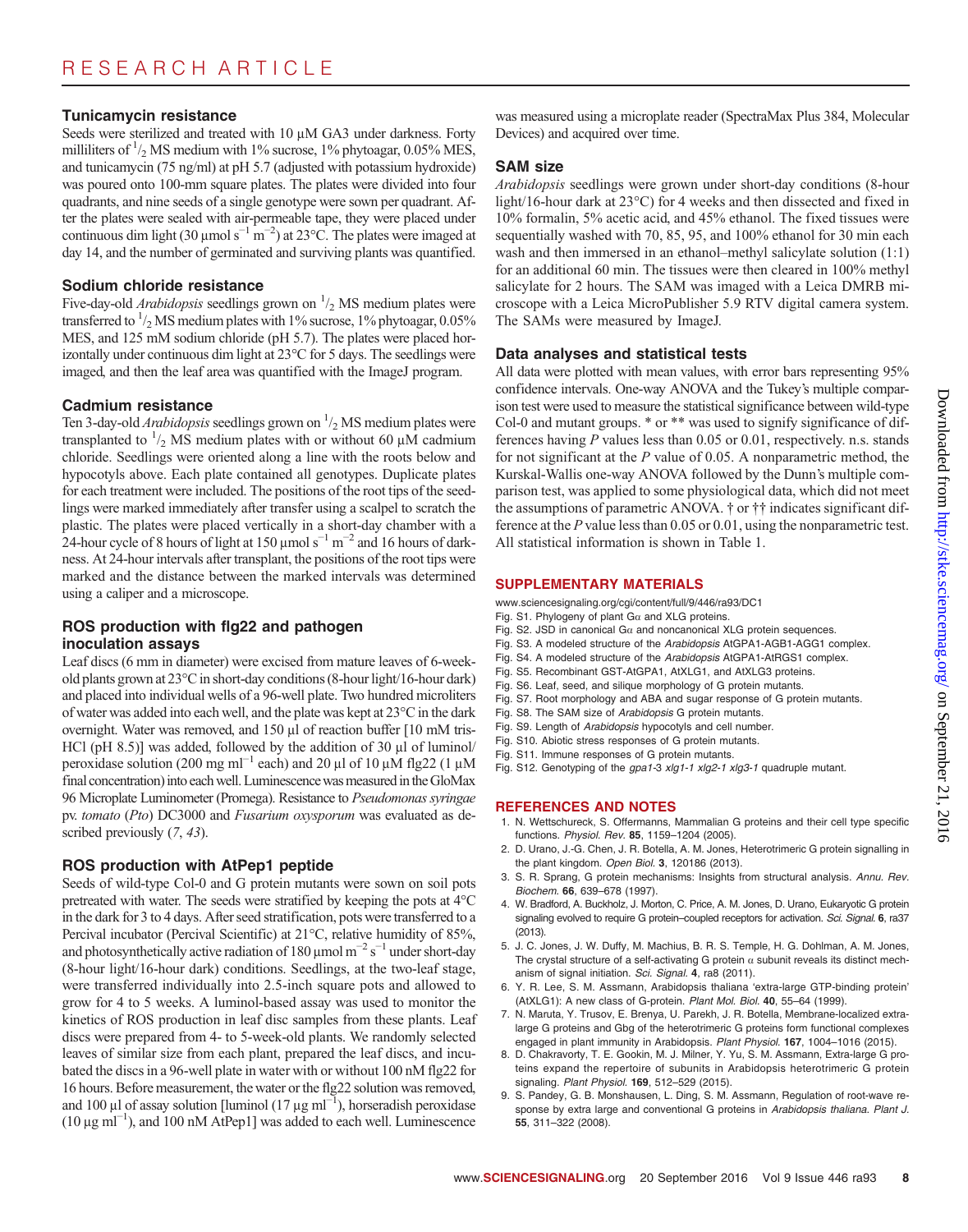### Tunicamycin resistance

Seeds were sterilized and treated with 10 μM GA3 under darkness. Forty milliliters of $^{1}/_{2}$ MS medium with 1% sucrose, 1% phytoagar, 0.05% MES, and tunicamycin (75 ng/ml) at pH 5.7 (adjusted with potassium hydroxide) was poured onto 100-mm square plates. The plates were divided into four quadrants, and nine seeds of a single genotype were sown per quadrant. After the plates were sealed with air-permeable tape, they were placed under continuous dim light (30 μmol $s^{-1}$ $m^{-2}$) at 23°C. The plates were imaged at day 14, and the number of germinated and surviving plants was quantified.

### Sodium chloride resistance

Five-day-old *Arabidopsis* seedlings grown on $^{1}/_{2}$ MS medium plates were transferred to $^{1}/_{2}$ MS medium plates with 1% sucrose, 1% phytoagar, 0.05% MES, and 125 mM sodium chloride (pH 5.7). The plates were placed horizontally under continuous dim light at 23°C for 5 days. The seedlings were imaged, and then the leaf area was quantified with the ImageJ program.

### Cadmium resistance

Ten 3-day-old *Arabidopsis* seedlings grown on $^{1}/_{2}$ MS medium plates were transplanted to $^{1}/_{2}$ MS medium plates with or without 60 μM cadmium chloride. Seedlings were oriented along a line with the roots below and hypocotyls above. Each plate contained all genotypes. Duplicate plates for each treatment were included. The positions of the root tips of the seedlings were marked immediately after transfer using a scalpel to scratch the plastic. The plates were placed vertically in a short-day chamber with a 24-hour cycle of 8 hours of light at 150 μmol $s^{-1}$ $m^{-2}$ and 16 hours of darkness. At 24-hour intervals after transplant, the positions of the root tips were marked and the distance between the marked intervals was determined using a caliper and a microscope.

### ROS production with flg22 and pathogen inoculation assays

Leaf discs (6 mm in diameter) were excised from mature leaves of 6-week-old plants grown at 23°C in short-day conditions (8-hour light/16-hour dark) and placed into individual wells of a 96-well plate. Two hundred microliters of water was added into each well, and the plate was kept at 23°C in the dark overnight. Water was removed, and 150 μl of reaction buffer [10 mM tris-HCl (pH 8.5)] was added, followed by the addition of 30 μl of luminol/peroxidase solution (200 mg $ml^{-1}$ each) and 20 μl of 10 μM flg22 (1 μM final concentration) into each well. Luminescence was measured in the GloMax 96 Microplate Luminometer (Promega). Resistance to *Pseudomonas syringae* pv. *tomato* (*Pto*) DC3000 and *Fusarium oxysporum* was evaluated as described previously (*7*, *43*).

### ROS production with AtPep1 peptide

Seeds of wild-type Col-0 and G protein mutants were sown on soil pots pretreated with water. The seeds were stratified by keeping the pots at 4°C in the dark for 3 to 4 days. After seed stratification, pots were transferred to a Percival incubator (Percival Scientific) at 21°C, relative humidity of 85%, and photosynthetically active radiation of 180 μmol $m^{-2}$ $s^{-1}$ under short-day (8-hour light/16-hour dark) conditions. Seedlings, at the two-leaf stage, were transferred individually into 2.5-inch square pots and allowed to grow for 4 to 5 weeks. A luminol-based assay was used to monitor the kinetics of ROS production in leaf disc samples from these plants. Leaf discs were prepared from 4- to 5-week-old plants. We randomly selected leaves of similar size from each plant, prepared the leaf discs, and incubated the discs in a 96-well plate in water with or without 100 nM flg22 for 16 hours. Before measurement, the water or the flg22 solution was removed, and 100 μl of assay solution [luminol (17 μg $ml^{-1}$), horseradish peroxidase (10 μg $ml^{-1}$), and 100 nM AtPep1] was added to each well. Luminescence was measured using a microplate reader (SpectraMax Plus 384, Molecular Devices) and acquired over time.

### SAM size

*Arabidopsis* seedlings were grown under short-day conditions (8-hour light/16-hour dark at 23°C) for 4 weeks and then dissected and fixed in 10% formalin, 5% acetic acid, and 45% ethanol. The fixed tissues were sequentially washed with 70, 85, 95, and 100% ethanol for 30 min each wash and then immersed in an ethanol–methyl salicylate solution (1:1) for an additional 60 min. The tissues were then cleared in 100% methyl salicylate for 2 hours. The SAM was imaged with a Leica DMRB microscope with a Leica MicroPublisher 5.9 RTV digital camera system. The SAMs were measured by ImageJ.

### Data analyses and statistical tests

All data were plotted with mean values, with error bars representing 95% confidence intervals. One-way ANOVA and the Tukey's multiple comparison test were used to measure the statistical significance between wild-type Col-0 and mutant groups. * or ** was used to signify significance of differences having *P* values less than 0.05 or 0.01, respectively. n.s. stands for not significant at the *P* value of 0.05. A nonparametric method, the Kurskal-Wallis one-way ANOVA followed by the Dunn's multiple comparison test, was applied to some physiological data, which did not meet the assumptions of parametric ANOVA. † or †† indicates significant difference at the *P* value less than 0.05 or 0.01, using the nonparametric test. All statistical information is shown in Table 1.

## SUPPLEMENTARY MATERIALS

www.sciencesignaling.org/cgi/content/full/9/446/ra93/DC1

Fig. S1. Phylogeny of plant Gα and XLG proteins.
Fig. S2. JSD in canonical Gα and noncanonical XLG protein sequences.
Fig. S3. A modeled structure of the *Arabidopsis* AtGPA1-AGB1-AGG1 complex.
Fig. S4. A modeled structure of the *Arabidopsis* AtGPA1-AtRGS1 complex.
Fig. S5. Recombinant GST-AtGPA1, AtXLG1, and AtXLG3 proteins.
Fig. S6. Leaf, seed, and silique morphology of G protein mutants.
Fig. S7. Root morphology and ABA and sugar response of G protein mutants.
Fig. S8. The SAM size of *Arabidopsis* G protein mutants.
Fig. S9. Length of *Arabidopsis* hypocotyls and cell number.
Fig. S10. Abiotic stress responses of G protein mutants.
Fig. S11. Immune responses of G protein mutants.
Fig. S12. Genotyping of the *gpa1-3 xlg1-1 xlg2-1 xlg3-1* quadruple mutant.

## REFERENCES AND NOTES

1. N. Wettschureck, S. Offermanns, Mammalian G proteins and their cell type specific functions. *Physiol. Rev.* **85**, 1159–1204 (2005).
2. D. Urano, J.-G. Chen, J. R. Botella, A. M. Jones, Heterotrimeric G protein signalling in the plant kingdom. *Open Biol.* **3**, 120186 (2013).
3. S. R. Sprang, G protein mechanisms: Insights from structural analysis. *Annu. Rev. Biochem.* **66**, 639–678 (1997).
4. W. Bradford, A. Buckholz, J. Morton, C. Price, A. M. Jones, D. Urano, Eukaryotic G protein signaling evolved to require G protein–coupled receptors for activation. *Sci. Signal.* **6**, ra37 (2013).
5. J. C. Jones, J. W. Duffy, M. Machius, B. R. S. Temple, H. G. Dohlman, A. M. Jones, The crystal structure of a self-activating G protein α subunit reveals its distinct mechanism of signal initiation. *Sci. Signal.* **4**, ra8 (2011).
6. Y. R. Lee, S. M. Assmann, Arabidopsis thaliana 'extra-large GTP-binding protein' (AtXLG1): A new class of G-protein. *Plant Mol. Biol.* **40**, 55–64 (1999).
7. N. Maruta, Y. Trusov, E. Brenya, U. Parekh, J. R. Botella, Membrane-localized extra-large G proteins and Gbg of the heterotrimeric G proteins form functional complexes engaged in plant immunity in Arabidopsis. *Plant Physiol.* **167**, 1004–1016 (2015).
8. D. Chakravorty, T. E. Gookin, M. J. Milner, Y. Yu, S. M. Assmann, Extra-large G proteins expand the repertoire of subunits in Arabidopsis heterotrimeric G protein signaling. *Plant Physiol.* **169**, 512–529 (2015).
9. S. Pandey, G. B. Monshausen, L. Ding, S. M. Assmann, Regulation of root-wave response by extra large and conventional G proteins in *Arabidopsis thaliana*. *Plant J.* **55**, 311–322 (2008).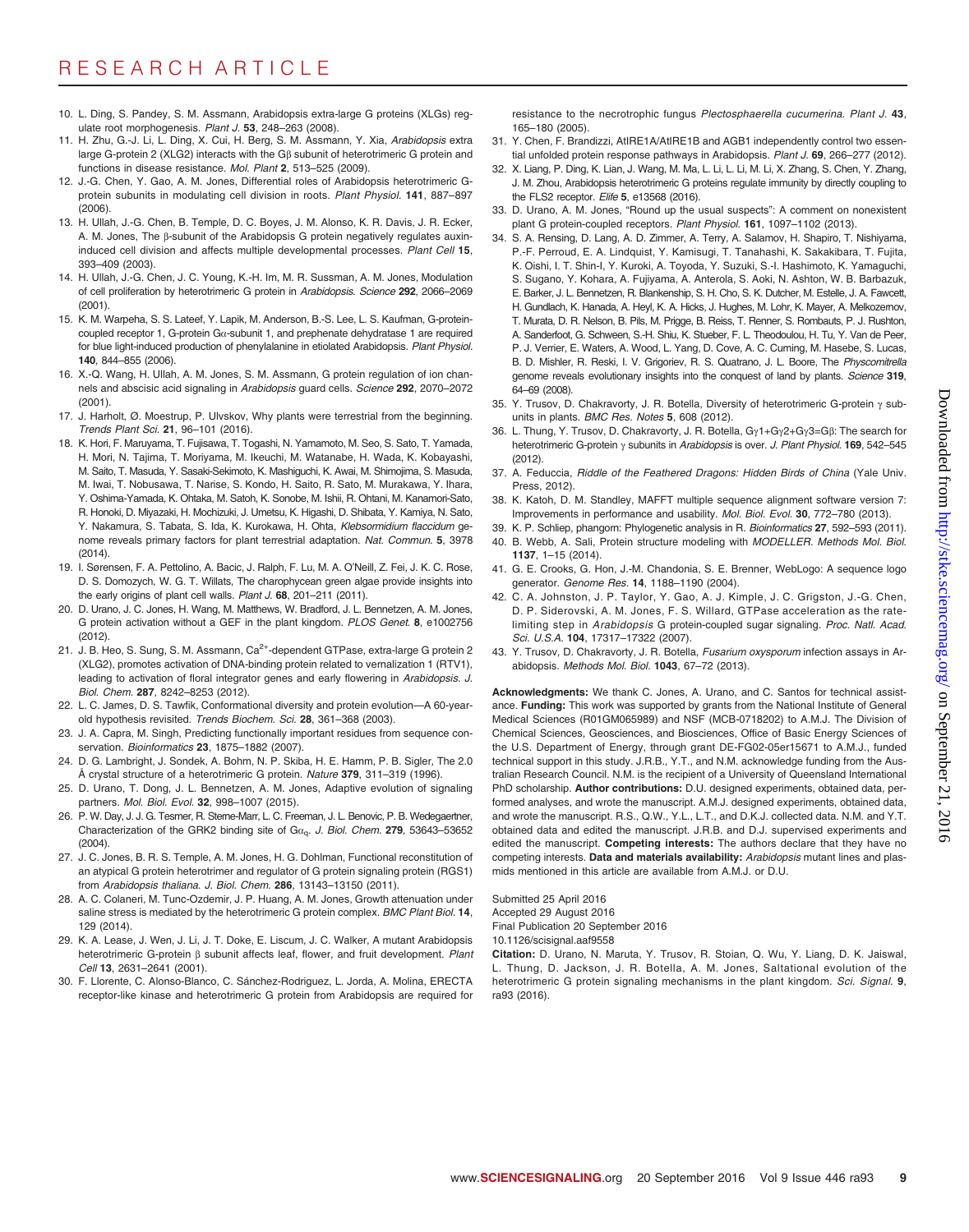10. L. Ding, S. Pandey, S. M. Assmann, Arabidopsis extra-large G proteins (XLGs) regulate root morphogenesis. *Plant J.* **53**, 248–263 (2008).
11. H. Zhu, G.-J. Li, L. Ding, X. Cui, H. Berg, S. M. Assmann, Y. Xia, *Arabidopsis* extra large G-protein 2 (XLG2) interacts with the Gβ subunit of heterotrimeric G protein and functions in disease resistance. *Mol. Plant* **2**, 513–525 (2009).
12. J.-G. Chen, Y. Gao, A. M. Jones, Differential roles of Arabidopsis heterotrimeric G-protein subunits in modulating cell division in roots. *Plant Physiol.* **141**, 887–897 (2006).
13. H. Ullah, J.-G. Chen, B. Temple, D. C. Boyes, J. M. Alonso, K. R. Davis, J. R. Ecker, A. M. Jones, The β-subunit of the Arabidopsis G protein negatively regulates auxin-induced cell division and affects multiple developmental processes. *Plant Cell* **15**, 393–409 (2003).
14. H. Ullah, J.-G. Chen, J. C. Young, K.-H. Im, M. R. Sussman, A. M. Jones, Modulation of cell proliferation by heterotrimeric G protein in *Arabidopsis*. *Science* **292**, 2066–2069 (2001).
15. K. M. Warpeha, S. S. Lateef, Y. Lapik, M. Anderson, B.-S. Lee, L. S. Kaufman, G-protein-coupled receptor 1, G-protein Gα-subunit 1, and prephenate dehydratase 1 are required for blue light-induced production of phenylalanine in etiolated Arabidopsis. *Plant Physiol.* **140**, 844–855 (2006).
16. X.-Q. Wang, H. Ullah, A. M. Jones, S. M. Assmann, G protein regulation of ion channels and abscisic acid signaling in *Arabidopsis* guard cells. *Science* **292**, 2070–2072 (2001).
17. J. Harholt, Ø. Moestrup, P. Ulvskov, Why plants were terrestrial from the beginning. *Trends Plant Sci.* **21**, 96–101 (2016).
18. K. Hori, F. Maruyama, T. Fujisawa, T. Togashi, N. Yamamoto, M. Seo, S. Sato, T. Yamada, H. Mori, N. Tajima, T. Moriyama, M. Ikeuchi, M. Watanabe, H. Wada, K. Kobayashi, M. Saito, T. Masuda, Y. Sasaki-Sekimoto, K. Mashiguchi, K. Awai, M. Shimojima, S. Masuda, M. Iwai, T. Nobusawa, T. Narise, S. Kondo, H. Saito, R. Sato, M. Murakawa, Y. Ihara, Y. Oshima-Yamada, K. Ohtaka, M. Satoh, K. Sonobe, M. Ishii, R. Ohtani, M. Kanamori-Sato, R. Honoki, D. Miyazaki, H. Mochizuki, J. Umetsu, K. Higashi, D. Shibata, Y. Kamiya, N. Sato, Y. Nakamura, S. Tabata, S. Ida, K. Kurokawa, H. Ohta, *Klebsormidium flaccidum* genome reveals primary factors for plant terrestrial adaptation. *Nat. Commun.* **5**, 3978 (2014).
19. I. Sørensen, F. A. Pettolino, A. Bacic, J. Ralph, F. Lu, M. A. O'Neill, Z. Fei, J. K. C. Rose, D. S. Domozych, W. G. T. Willats, The charophycean green algae provide insights into the early origins of plant cell walls. *Plant J.* **68**, 201–211 (2011).
20. D. Urano, J. C. Jones, H. Wang, M. Matthews, W. Bradford, J. L. Bennetzen, A. M. Jones, G protein activation without a GEF in the plant kingdom. *PLOS Genet.* **8**, e1002756 (2012).
21. J. B. Heo, S. Sung, S. M. Assmann, $Ca^{2+}$-dependent GTPase, extra-large G protein 2 (XLG2), promotes activation of DNA-binding protein related to vernalization 1 (RTV1), leading to activation of floral integrator genes and early flowering in *Arabidopsis*. *J. Biol. Chem.* **287**, 8242–8253 (2012).
22. L. C. James, D. S. Tawfik, Conformational diversity and protein evolution—A 60-year-old hypothesis revisited. *Trends Biochem. Sci.* **28**, 361–368 (2003).
23. J. A. Capra, M. Singh, Predicting functionally important residues from sequence conservation. *Bioinformatics* **23**, 1875–1882 (2007).
24. D. G. Lambright, J. Sondek, A. Bohm, N. P. Skiba, H. E. Hamm, P. B. Sigler, The 2.0 Å crystal structure of a heterotrimeric G protein. *Nature* **379**, 311–319 (1996).
25. D. Urano, T. Dong, J. L. Bennetzen, A. M. Jones, Adaptive evolution of signaling partners. *Mol. Biol. Evol.* **32**, 998–1007 (2015).
26. P. W. Day, J. J. G. Tesmer, R. Sterne-Marr, L. C. Freeman, J. L. Benovic, P. B. Wedegaertner, Characterization of the GRK2 binding site of $G\alpha_q$. *J. Biol. Chem.* **279**, 53643–53652 (2004).
27. J. C. Jones, B. R. S. Temple, A. M. Jones, H. G. Dohlman, Functional reconstitution of an atypical G protein heterotrimer and regulator of G protein signaling protein (RGS1) from *Arabidopsis thaliana*. *J. Biol. Chem.* **286**, 13143–13150 (2011).
28. A. C. Colaneri, M. Tunc-Ozdemir, J. P. Huang, A. M. Jones, Growth attenuation under saline stress is mediated by the heterotrimeric G protein complex. *BMC Plant Biol.* **14**, 129 (2014).
29. K. A. Lease, J. Wen, J. Li, J. T. Doke, E. Liscum, J. C. Walker, A mutant Arabidopsis heterotrimeric G-protein β subunit affects leaf, flower, and fruit development. *Plant Cell* **13**, 2631–2641 (2001).
30. F. Llorente, C. Alonso-Blanco, C. Sánchez-Rodriguez, L. Jorda, A. Molina, ERECTA receptor-like kinase and heterotrimeric G protein from Arabidopsis are required for resistance to the necrotrophic fungus *Plectosphaerella cucumerina*. *Plant J.* **43**, 165–180 (2005).
31. Y. Chen, F. Brandizzi, AtIRE1A/AtIRE1B and AGB1 independently control two essential unfolded protein response pathways in Arabidopsis. *Plant J.* **69**, 266–277 (2012).
32. X. Liang, P. Ding, K. Lian, J. Wang, M. Ma, L. Li, L. Li, M. Li, X. Zhang, S. Chen, Y. Zhang, J. M. Zhou, Arabidopsis heterotrimeric G proteins regulate immunity by directly coupling to the FLS2 receptor. *Elife* **5**, e13568 (2016).
33. D. Urano, A. M. Jones, "Round up the usual suspects": A comment on nonexistent plant G protein-coupled receptors. *Plant Physiol.* **161**, 1097–1102 (2013).
34. S. A. Rensing, D. Lang, A. D. Zimmer, A. Terry, A. Salamov, H. Shapiro, T. Nishiyama, P.-F. Perroud, E. A. Lindquist, Y. Kamisugi, T. Tanahashi, K. Sakakibara, T. Fujita, K. Oishi, I. T. Shin-I, Y. Kuroki, A. Toyoda, Y. Suzuki, S.-I. Hashimoto, K. Yamaguchi, S. Sugano, Y. Kohara, A. Fujiyama, A. Anterola, S. Aoki, N. Ashton, W. B. Barbazuk, E. Barker, J. L. Bennetzen, R. Blankenship, S. H. Cho, S. K. Dutcher, M. Estelle, J. A. Fawcett, H. Gundlach, K. Hanada, A. Heyl, K. A. Hicks, J. Hughes, M. Lohr, K. Mayer, A. Melkozernov, T. Murata, D. R. Nelson, B. Pils, M. Prigge, B. Reiss, T. Renner, S. Rombauts, P. J. Rushton, A. Sanderfoot, G. Schween, S.-H. Shiu, K. Stueber, F. L. Theodoulou, H. Tu, Y. Van de Peer, P. J. Verrier, E. Waters, A. Wood, L. Yang, D. Cove, A. C. Cuming, M. Hasebe, S. Lucas, B. D. Mishler, R. Reski, I. V. Grigoriev, R. S. Quatrano, J. L. Boore, The *Physcomitrella* genome reveals evolutionary insights into the conquest of land by plants. *Science* **319**, 64–69 (2008).
35. Y. Trusov, D. Chakravorty, J. R. Botella, Diversity of heterotrimeric G-protein γ subunits in plants. *BMC Res. Notes* **5**, 608 (2012).
36. L. Thung, Y. Trusov, D. Chakravorty, J. R. Botella, Gγ1+Gγ2+Gγ3=Gβ: The search for heterotrimeric G-protein γ subunits in *Arabidopsis* is over. *J. Plant Physiol.* **169**, 542–545 (2012).
37. A. Feduccia, *Riddle of the Feathered Dragons: Hidden Birds of China* (Yale Univ. Press, 2012).
38. K. Katoh, D. M. Standley, MAFFT multiple sequence alignment software version 7: Improvements in performance and usability. *Mol. Biol. Evol.* **30**, 772–780 (2013).
39. K. P. Schliep, phangorn: Phylogenetic analysis in R. *Bioinformatics* **27**, 592–593 (2011).
40. B. Webb, A. Sali, Protein structure modeling with *MODELLER*. *Methods Mol. Biol.* **1137**, 1–15 (2014).
41. G. E. Crooks, G. Hon, J.-M. Chandonia, S. E. Brenner, WebLogo: A sequence logo generator. *Genome Res.* **14**, 1188–1190 (2004).
42. C. A. Johnston, J. P. Taylor, Y. Gao, A. J. Kimple, J. C. Grigston, J.-G. Chen, D. P. Siderovski, A. M. Jones, F. S. Willard, GTPase acceleration as the rate-limiting step in *Arabidopsis* G protein-coupled sugar signaling. *Proc. Natl. Acad. Sci. U.S.A.* **104**, 17317–17322 (2007).
43. Y. Trusov, D. Chakravorty, J. R. Botella, *Fusarium oxysporum* infection assays in Arabidopsis. *Methods Mol. Biol.* **1043**, 67–72 (2013).

**Acknowledgments:** We thank C. Jones, A. Urano, and C. Santos for technical assistance. **Funding:** This work was supported by grants from the National Institute of General Medical Sciences (R01GM065989) and NSF (MCB-0718202) to A.M.J. The Division of Chemical Sciences, Geosciences, and Biosciences, Office of Basic Energy Sciences of the U.S. Department of Energy, through grant DE-FG02-05er15671 to A.M.J., funded technical support in this study. J.R.B., Y.T., and N.M. acknowledge funding from the Australian Research Council. N.M. is the recipient of a University of Queensland International PhD scholarship. **Author contributions:** D.U. designed experiments, obtained data, performed analyses, and wrote the manuscript. A.M.J. designed experiments, obtained data, and wrote the manuscript. R.S., Q.W., Y.L., L.T., and D.K.J. collected data. N.M. and Y.T. obtained data and edited the manuscript. J.R.B. and D.J. supervised experiments and edited the manuscript. **Competing interests:** The authors declare that they have no competing interests. **Data and materials availability:** *Arabidopsis* mutant lines and plasmids mentioned in this article are available from A.M.J. or D.U.

Submitted 25 April 2016
Accepted 29 August 2016
Final Publication 20 September 2016
10.1126/scisignal.aaf9558

**Citation:** D. Urano, N. Maruta, Y. Trusov, R. Stoian, Q. Wu, Y. Liang, D. K. Jaiswal, L. Thung, D. Jackson, J. R. Botella, A. M. Jones, Saltational evolution of the heterotrimeric G protein signaling mechanisms in the plant kingdom. *Sci. Signal.* **9**, ra93 (2016).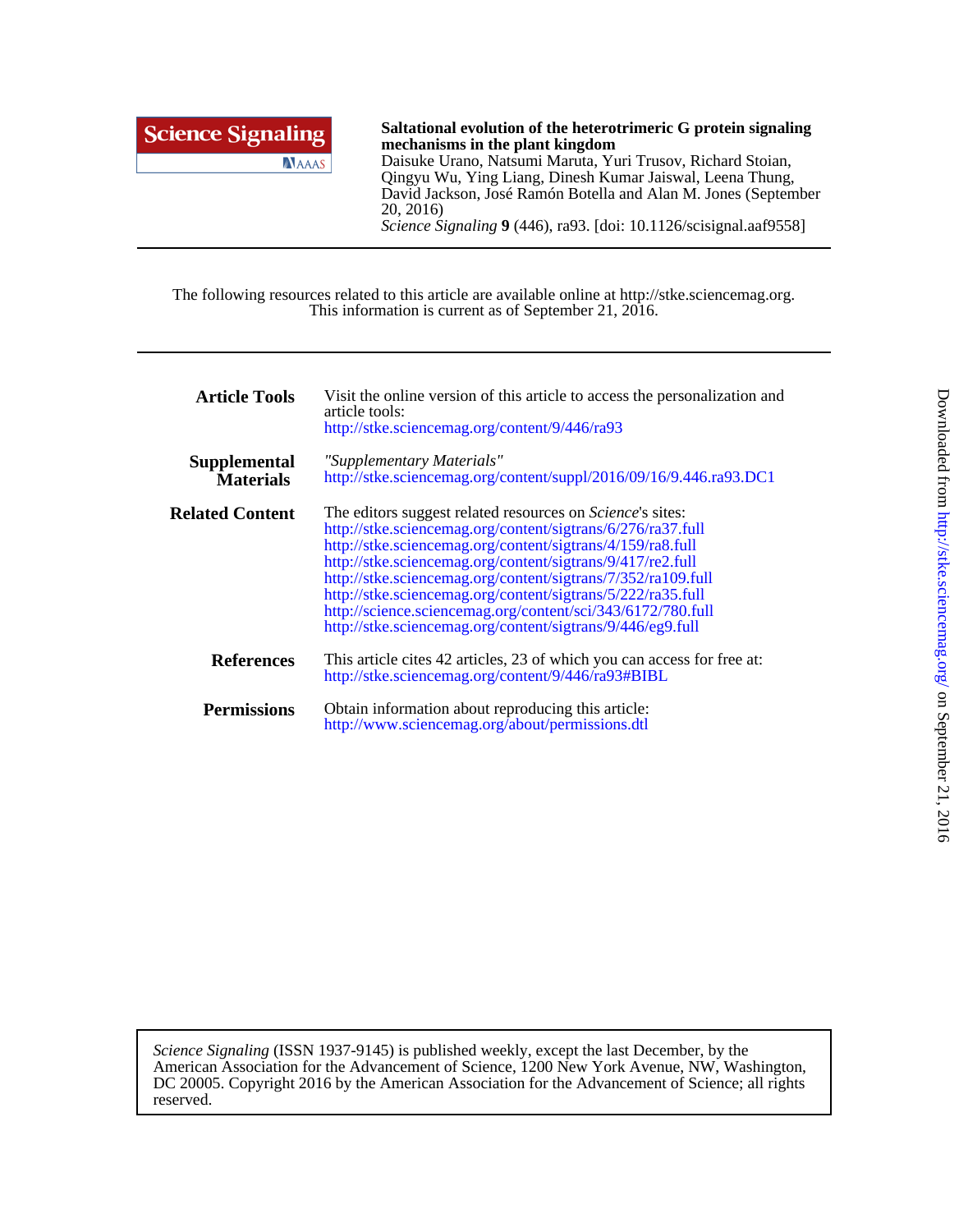**Science Signaling**

**Saltational evolution of the heterotrimeric G protein signaling mechanisms in the plant kingdom**
Daisuke Urano, Natsumi Maruta, Yuri Trusov, Richard Stoian, Qingyu Wu, Ying Liang, Dinesh Kumar Jaiswal, Leena Thung, David Jackson, José Ramón Botella and Alan M. Jones (September 20, 2016)
*Science Signaling* **9** (446), ra93. [doi: 10.1126/scisignal.aaf9558]

---

The following resources related to this article are available online at http://stke.sciencemag.org.
This information is current as of September 21, 2016.

---

| | |
|---|---|
| **Article Tools** | Visit the online version of this article to access the personalization and article tools: http://stke.sciencemag.org/content/9/446/ra93 |
| **Supplemental Materials** | *"Supplementary Materials"* http://stke.sciencemag.org/content/suppl/2016/09/16/9.446.ra93.DC1 |
| **Related Content** | The editors suggest related resources on *Science*'s sites: http://stke.sciencemag.org/content/sigtrans/6/276/ra37.full http://stke.sciencemag.org/content/sigtrans/4/159/ra8.full http://stke.sciencemag.org/content/sigtrans/9/417/re2.full http://stke.sciencemag.org/content/sigtrans/7/352/ra109.full http://stke.sciencemag.org/content/sigtrans/5/222/ra35.full http://science.sciencemag.org/content/sci/343/6172/780.full http://stke.sciencemag.org/content/sigtrans/9/446/eg9.full |
| **References** | This article cites 42 articles, 23 of which you can access for free at: http://stke.sciencemag.org/content/9/446/ra93#BIBL |
| **Permissions** | Obtain information about reproducing this article: http://www.sciencemag.org/about/permissions.dtl |

*Science Signaling* (ISSN 1937-9145) is published weekly, except the last December, by the American Association for the Advancement of Science, 1200 New York Avenue, NW, Washington, DC 20005. Copyright 2016 by the American Association for the Advancement of Science; all rights reserved.